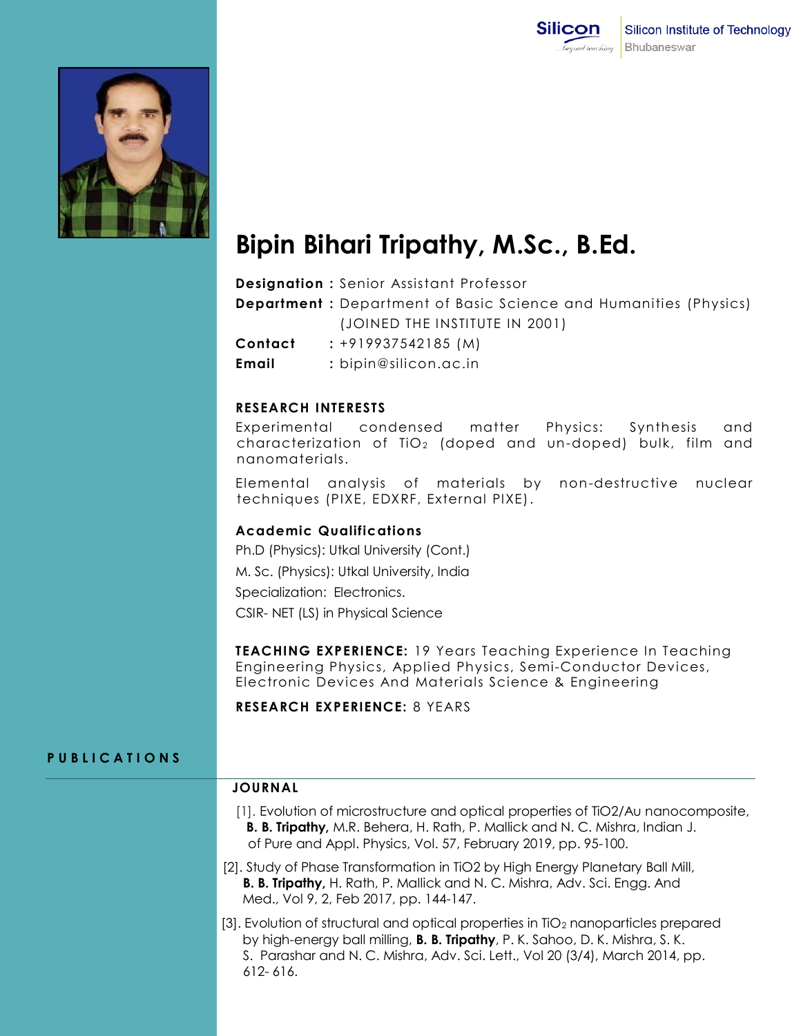Silicon Institute of Technology
Bhubaneswar

# Bipin Bihari Tripathy, M.Sc., B.Ed.

**Designation :** Senior Assistant Professor
**Department :** Department of Basic Science and Humanities (Physics) (JOINED THE INSTITUTE IN 2001)
**Contact :** +919937542185 (M)
**Email :** bipin@silicon.ac.in

## RESEARCH INTERESTS

Experimental condensed matter Physics: Synthesis and characterization of $TiO_2$ (doped and un-doped) bulk, film and nanomaterials.

Elemental analysis of materials by non-destructive nuclear techniques (PIXE, EDXRF, External PIXE).

## Academic Qualifications

Ph.D (Physics): Utkal University (Cont.)

M. Sc. (Physics): Utkal University, India

Specialization: Electronics.

CSIR- NET (LS) in Physical Science

**TEACHING EXPERIENCE:** 19 Years Teaching Experience In Teaching Engineering Physics, Applied Physics, Semi-Conductor Devices, Electronic Devices And Materials Science & Engineering

**RESEARCH EXPERIENCE:** 8 YEARS

## PUBLICATIONS

### JOURNAL

[1]. Evolution of microstructure and optical properties of TiO2/Au nanocomposite, **B. B. Tripathy,** M.R. Behera, H. Rath, P. Mallick and N. C. Mishra, Indian J. of Pure and Appl. Physics, Vol. 57, February 2019, pp. 95-100.

[2]. Study of Phase Transformation in TiO2 by High Energy Planetary Ball Mill, **B. B. Tripathy,** H. Rath, P. Mallick and N. C. Mishra, Adv. Sci. Engg. And Med., Vol 9, 2, Feb 2017, pp. 144-147.

[3]. Evolution of structural and optical properties in $TiO_2$ nanoparticles prepared by high-energy ball milling, **B. B. Tripathy**, P. K. Sahoo, D. K. Mishra, S. K. S. Parashar and N. C. Mishra, Adv. Sci. Lett., Vol 20 (3/4), March 2014, pp. 612- 616.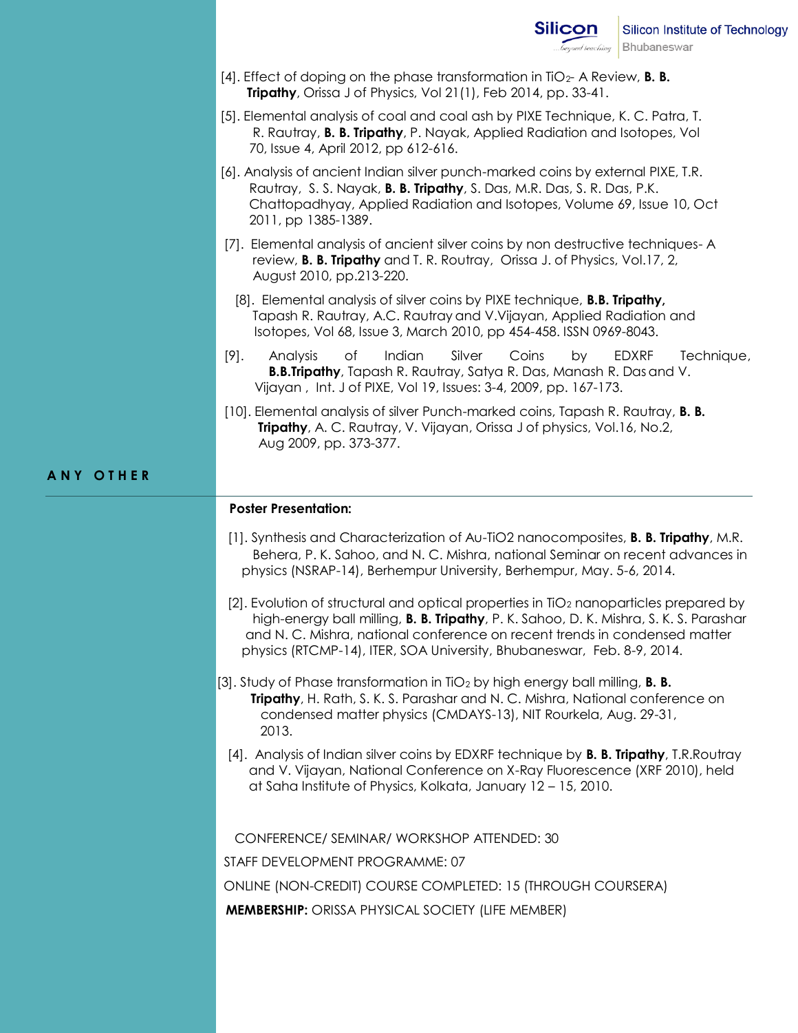[4]. Effect of doping on the phase transformation in $TiO_2$- A Review, **B. B. Tripathy**, Orissa J of Physics, Vol 21(1), Feb 2014, pp. 33-41.

[5]. Elemental analysis of coal and coal ash by PIXE Technique, K. C. Patra, T. R. Rautray, **B. B. Tripathy**, P. Nayak, Applied Radiation and Isotopes, Vol 70, Issue 4, April 2012, pp 612-616.

[6]. Analysis of ancient Indian silver punch-marked coins by external PIXE, T.R. Rautray, S. S. Nayak, **B. B. Tripathy**, S. Das, M.R. Das, S. R. Das, P.K. Chattopadhyay, Applied Radiation and Isotopes, Volume 69, Issue 10, Oct 2011, pp 1385-1389.

[7]. Elemental analysis of ancient silver coins by non destructive techniques- A review, **B. B. Tripathy** and T. R. Routray, Orissa J. of Physics, Vol.17, 2, August 2010, pp.213-220.

[8]. Elemental analysis of silver coins by PIXE technique, **B.B. Tripathy,** Tapash R. Rautray, A.C. Rautray and V.Vijayan, Applied Radiation and Isotopes, Vol 68, Issue 3, March 2010, pp 454-458. ISSN 0969-8043.

[9]. Analysis of Indian Silver Coins by EDXRF Technique, **B.B.Tripathy**, Tapash R. Rautray, Satya R. Das, Manash R. Das and V. Vijayan , Int. J of PIXE, Vol 19, Issues: 3-4, 2009, pp. 167-173.

[10]. Elemental analysis of silver Punch-marked coins, Tapash R. Rautray, **B. B. Tripathy**, A. C. Rautray, V. Vijayan, Orissa J of physics, Vol.16, No.2, Aug 2009, pp. 373-377.

## ANY OTHER

**Poster Presentation:**

[1]. Synthesis and Characterization of Au-TiO2 nanocomposites, **B. B. Tripathy**, M.R. Behera, P. K. Sahoo, and N. C. Mishra, national Seminar on recent advances in physics (NSRAP-14), Berhempur University, Berhempur, May. 5-6, 2014.

[2]. Evolution of structural and optical properties in $TiO_2$ nanoparticles prepared by high-energy ball milling, **B. B. Tripathy**, P. K. Sahoo, D. K. Mishra, S. K. S. Parashar and N. C. Mishra, national conference on recent trends in condensed matter physics (RTCMP-14), ITER, SOA University, Bhubaneswar, Feb. 8-9, 2014.

[3]. Study of Phase transformation in $TiO_2$ by high energy ball milling, **B. B. Tripathy**, H. Rath, S. K. S. Parashar and N. C. Mishra, National conference on condensed matter physics (CMDAYS-13), NIT Rourkela, Aug. 29-31, 2013.

[4]. Analysis of Indian silver coins by EDXRF technique by **B. B. Tripathy**, T.R.Routray and V. Vijayan, National Conference on X-Ray Fluorescence (XRF 2010), held at Saha Institute of Physics, Kolkata, January 12 – 15, 2010.

CONFERENCE/ SEMINAR/ WORKSHOP ATTENDED: 30

STAFF DEVELOPMENT PROGRAMME: 07

ONLINE (NON-CREDIT) COURSE COMPLETED: 15 (THROUGH COURSERA)

**MEMBERSHIP:** ORISSA PHYSICAL SOCIETY (LIFE MEMBER)